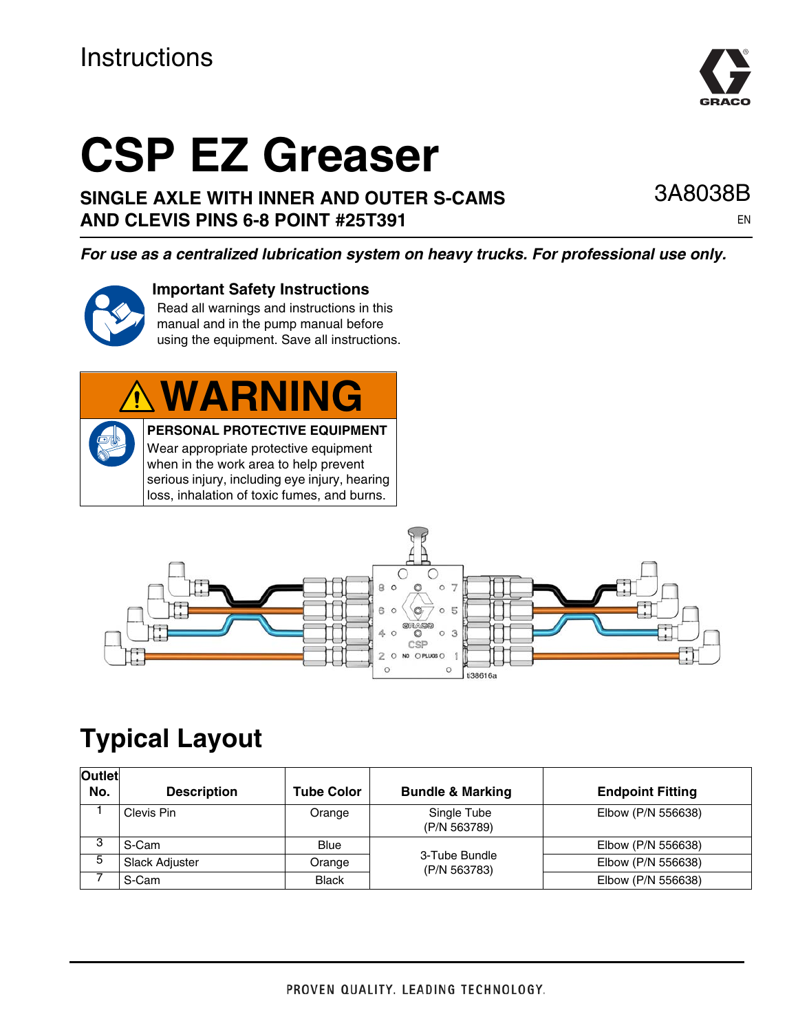Instructions

# CSP EZ Greaser

**SINGLE AXLE WITH INNER AND OUTER S-CAMS AND CLEVIS PINS 6-8 POINT #25T391**

3A8038B

EN

***For use as a centralized lubrication system on heavy trucks. For professional use only.***

**Important Safety Instructions**

Read all warnings and instructions in this manual and in the pump manual before using the equipment. Save all instructions.

**⚠WARNING**

**PERSONAL PROTECTIVE EQUIPMENT**

Wear appropriate protective equipment when in the work area to help prevent serious injury, including eye injury, hearing loss, inhalation of toxic fumes, and burns.

## Typical Layout

| Outlet No. | Description | Tube Color | Bundle & Marking | Endpoint Fitting |
|---|---|---|---|---|
| 1 | Clevis Pin | Orange | Single Tube (P/N 563789) | Elbow (P/N 556638) |
| 3 | S-Cam | Blue | 3-Tube Bundle (P/N 563783) | Elbow (P/N 556638) |
| 5 | Slack Adjuster | Orange | | Elbow (P/N 556638) |
| 7 | S-Cam | Black | | Elbow (P/N 556638) |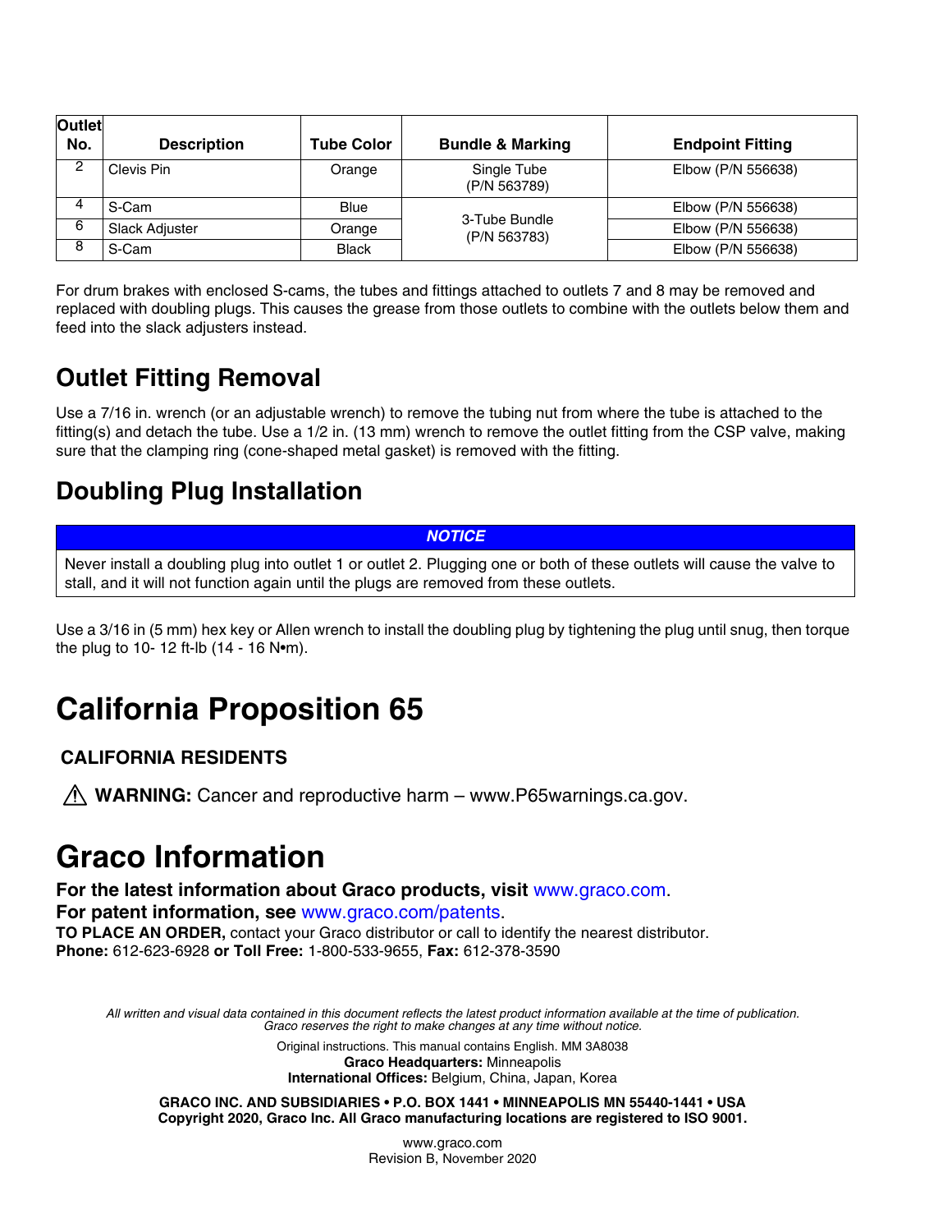| Outlet No. | Description | Tube Color | Bundle & Marking | Endpoint Fitting |
|---|---|---|---|---|
| 2 | Clevis Pin | Orange | Single Tube (P/N 563789) | Elbow (P/N 556638) |
| 4 | S-Cam | Blue | 3-Tube Bundle (P/N 563783) | Elbow (P/N 556638) |
| 6 | Slack Adjuster | Orange | | Elbow (P/N 556638) |
| 8 | S-Cam | Black | | Elbow (P/N 556638) |

For drum brakes with enclosed S-cams, the tubes and fittings attached to outlets 7 and 8 may be removed and replaced with doubling plugs. This causes the grease from those outlets to combine with the outlets below them and feed into the slack adjusters instead.

## Outlet Fitting Removal

Use a 7/16 in. wrench (or an adjustable wrench) to remove the tubing nut from where the tube is attached to the fitting(s) and detach the tube. Use a 1/2 in. (13 mm) wrench to remove the outlet fitting from the CSP valve, making sure that the clamping ring (cone-shaped metal gasket) is removed with the fitting.

## Doubling Plug Installation

***NOTICE***

Never install a doubling plug into outlet 1 or outlet 2. Plugging one or both of these outlets will cause the valve to stall, and it will not function again until the plugs are removed from these outlets.

Use a 3/16 in (5 mm) hex key or Allen wrench to install the doubling plug by tightening the plug until snug, then torque the plug to 10- 12 ft-lb (14 - 16 N•m).

# California Proposition 65

**CALIFORNIA RESIDENTS**

⚠ **WARNING:** Cancer and reproductive harm – www.P65warnings.ca.gov.

# Graco Information

**For the latest information about Graco products, visit** www.graco.com.
**For patent information, see** www.graco.com/patents.
**TO PLACE AN ORDER,** contact your Graco distributor or call to identify the nearest distributor.
**Phone:** 612-623-6928 **or Toll Free:** 1-800-533-9655, **Fax:** 612-378-3590

*All written and visual data contained in this document reflects the latest product information available at the time of publication. Graco reserves the right to make changes at any time without notice.*

Original instructions. This manual contains English. MM 3A8038
**Graco Headquarters:** Minneapolis
**International Offices:** Belgium, China, Japan, Korea

**GRACO INC. AND SUBSIDIARIES • P.O. BOX 1441 • MINNEAPOLIS MN 55440-1441 • USA**
**Copyright 2020, Graco Inc. All Graco manufacturing locations are registered to ISO 9001.**

www.graco.com
Revision B, November 2020